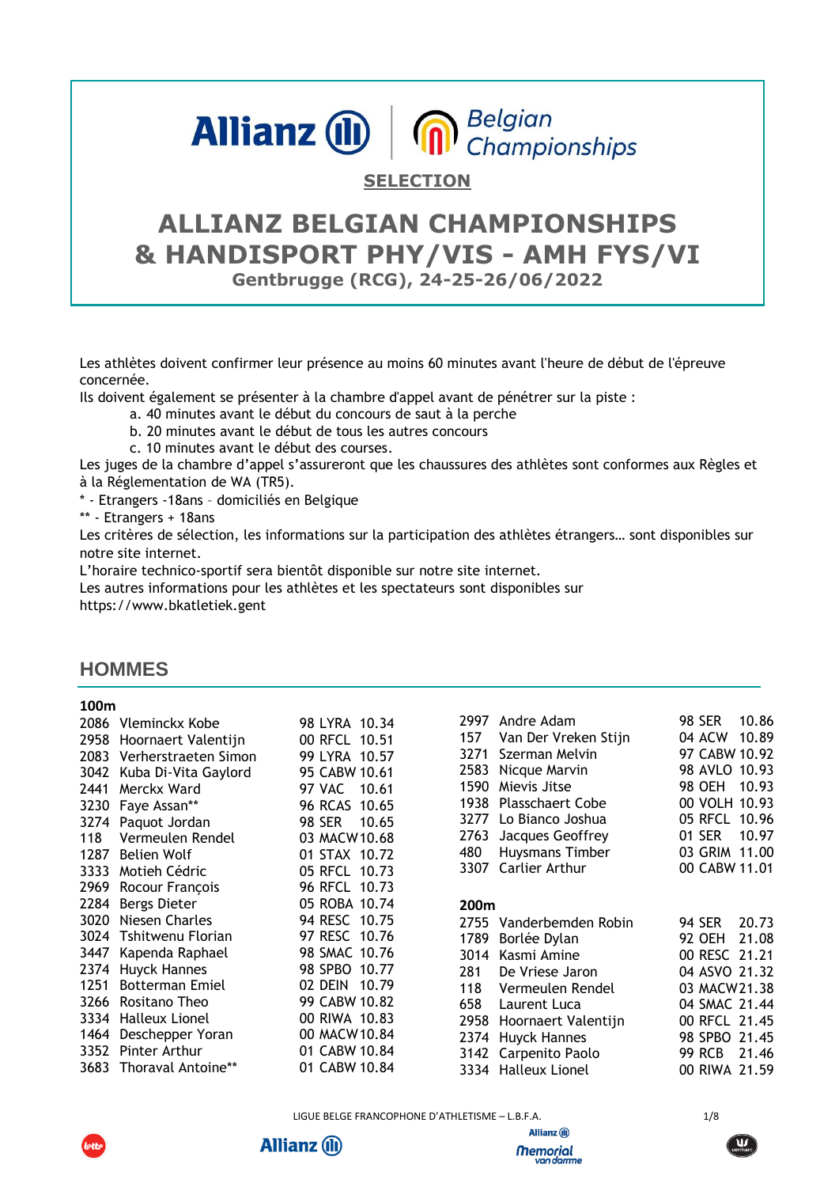**SELECTION**

# ALLIANZ BELGIAN CHAMPIONSHIPS & HANDISPORT PHY/VIS - AMH FYS/VI

**Gentbrugge (RCG), 24-25-26/06/2022**

Les athlètes doivent confirmer leur présence au moins 60 minutes avant l'heure de début de l'épreuve concernée.

Ils doivent également se présenter à la chambre d'appel avant de pénétrer sur la piste :

a. 40 minutes avant le début du concours de saut à la perche
b. 20 minutes avant le début de tous les autres concours
c. 10 minutes avant le début des courses.

Les juges de la chambre d'appel s'assureront que les chaussures des athlètes sont conformes aux Règles et à la Réglementation de WA (TR5).

* - Etrangers -18ans – domiciliés en Belgique

** - Etrangers + 18ans

Les critères de sélection, les informations sur la participation des athlètes étrangers… sont disponibles sur notre site internet.

L'horaire technico-sportif sera bientôt disponible sur notre site internet.

Les autres informations pour les athlètes et les spectateurs sont disponibles sur https://www.bkatletiek.gent

## HOMMES

### 100m

| Dossard | Nom | Année | Club | Perf |
|---|---|---|---|---|
| 2086 | Vleminckx Kobe | 98 | LYRA | 10.34 |
| 2958 | Hoornaert Valentijn | 00 | RFCL | 10.51 |
| 2083 | Verherstraeten Simon | 99 | LYRA | 10.57 |
| 3042 | Kuba Di-Vita Gaylord | 95 | CABW | 10.61 |
| 2441 | Merckx Ward | 97 | VAC | 10.61 |
| 3230 | Faye Assan** | 96 | RCAS | 10.65 |
| 3274 | Paquot Jordan | 98 | SER | 10.65 |
| 118 | Vermeulen Rendel | 03 | MACW | 10.68 |
| 1287 | Belien Wolf | 01 | STAX | 10.72 |
| 3333 | Motieh Cédric | 05 | RFCL | 10.73 |
| 2969 | Rocour François | 96 | RFCL | 10.73 |
| 2284 | Bergs Dieter | 05 | ROBA | 10.74 |
| 3020 | Niesen Charles | 94 | RESC | 10.75 |
| 3024 | Tshitwenu Florian | 97 | RESC | 10.76 |
| 3447 | Kapenda Raphael | 98 | SMAC | 10.76 |
| 2374 | Huyck Hannes | 98 | SPBO | 10.77 |
| 1251 | Botterman Emiel | 02 | DEIN | 10.79 |
| 3266 | Rositano Theo | 99 | CABW | 10.82 |
| 3334 | Halleux Lionel | 00 | RIWA | 10.83 |
| 1464 | Deschepper Yoran | 00 | MACW | 10.84 |
| 3352 | Pinter Arthur | 01 | CABW | 10.84 |
| 3683 | Thoraval Antoine** | 01 | CABW | 10.84 |
| 2997 | Andre Adam | 98 | SER | 10.86 |
| 157 | Van Der Vreken Stijn | 04 | ACW | 10.89 |
| 3271 | Szerman Melvin | 97 | CABW | 10.92 |
| 2583 | Nicque Marvin | 98 | AVLO | 10.93 |
| 1590 | Mievis Jitse | 98 | OEH | 10.93 |
| 1938 | Plasschaert Cobe | 00 | VOLH | 10.93 |
| 3277 | Lo Bianco Joshua | 05 | RFCL | 10.96 |
| 2763 | Jacques Geoffrey | 01 | SER | 10.97 |
| 480 | Huysmans Timber | 03 | GRIM | 11.00 |
| 3307 | Carlier Arthur | 00 | CABW | 11.01 |

### 200m

| Dossard | Nom | Année | Club | Perf |
|---|---|---|---|---|
| 2755 | Vanderbemden Robin | 94 | SER | 20.73 |
| 1789 | Borlée Dylan | 92 | OEH | 21.08 |
| 3014 | Kasmi Amine | 00 | RESC | 21.21 |
| 281 | De Vriese Jaron | 04 | ASVO | 21.32 |
| 118 | Vermeulen Rendel | 03 | MACW | 21.38 |
| 658 | Laurent Luca | 04 | SMAC | 21.44 |
| 2958 | Hoornaert Valentijn | 00 | RFCL | 21.45 |
| 2374 | Huyck Hannes | 98 | SPBO | 21.45 |
| 3142 | Carpenito Paolo | 99 | RCB | 21.46 |
| 3334 | Halleux Lionel | 00 | RIWA | 21.59 |

LIGUE BELGE FRANCOPHONE D'ATHLETISME – L.B.F.A.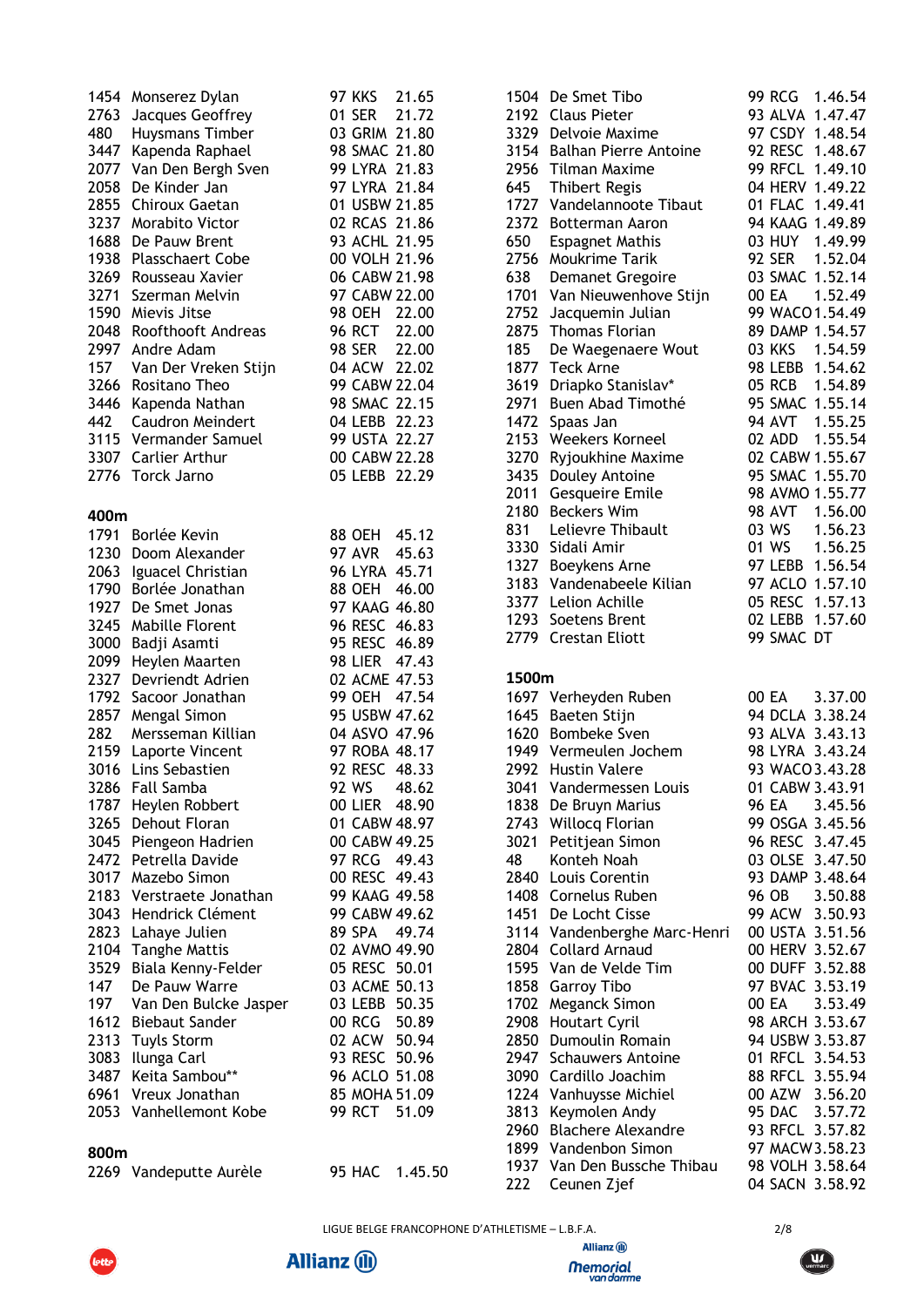| | | | | |
|---|---|---|---|---|
| 1454 | Monserez Dylan | 97 | KKS | 21.65 |
| 2763 | Jacques Geoffrey | 01 | SER | 21.72 |
| 480 | Huysmans Timber | 03 | GRIM | 21.80 |
| 3447 | Kapenda Raphael | 98 | SMAC | 21.80 |
| 2077 | Van Den Bergh Sven | 99 | LYRA | 21.83 |
| 2058 | De Kinder Jan | 97 | LYRA | 21.84 |
| 2855 | Chiroux Gaetan | 01 | USBW | 21.85 |
| 3237 | Morabito Victor | 02 | RCAS | 21.86 |
| 1688 | De Pauw Brent | 93 | ACHL | 21.95 |
| 1938 | Plasschaert Cobe | 00 | VOLH | 21.96 |
| 3269 | Rousseau Xavier | 06 | CABW | 21.98 |
| 3271 | Szerman Melvin | 97 | CABW | 22.00 |
| 1590 | Mievis Jitse | 98 | OEH | 22.00 |
| 2048 | Roofthooft Andreas | 96 | RCT | 22.00 |
| 2997 | Andre Adam | 98 | SER | 22.00 |
| 157 | Van Der Vreken Stijn | 04 | ACW | 22.02 |
| 3266 | Rositano Theo | 99 | CABW | 22.04 |
| 3446 | Kapenda Nathan | 98 | SMAC | 22.15 |
| 442 | Caudron Meindert | 04 | LEBB | 22.23 |
| 3115 | Vermander Samuel | 99 | USTA | 22.27 |
| 3307 | Carlier Arthur | 00 | CABW | 22.28 |
| 2776 | Torck Jarno | 05 | LEBB | 22.29 |

## 400m

| | | | | |
|---|---|---|---|---|
| 1791 | Borlée Kevin | 88 | OEH | 45.12 |
| 1230 | Doom Alexander | 97 | AVR | 45.63 |
| 2063 | Iguacel Christian | 96 | LYRA | 45.71 |
| 1790 | Borlée Jonathan | 88 | OEH | 46.00 |
| 1927 | De Smet Jonas | 97 | KAAG | 46.80 |
| 3245 | Mabille Florent | 96 | RESC | 46.83 |
| 3000 | Badji Asamti | 95 | RESC | 46.89 |
| 2099 | Heylen Maarten | 98 | LIER | 47.43 |
| 2327 | Devriendt Adrien | 02 | ACME | 47.53 |
| 1792 | Sacoor Jonathan | 99 | OEH | 47.54 |
| 2857 | Mengal Simon | 95 | USBW | 47.62 |
| 282 | Mersseman Killian | 04 | ASVO | 47.96 |
| 2159 | Laporte Vincent | 97 | ROBA | 48.17 |
| 3016 | Lins Sebastien | 92 | RESC | 48.33 |
| 3286 | Fall Samba | 92 | WS | 48.62 |
| 1787 | Heylen Robbert | 00 | LIER | 48.90 |
| 3265 | Dehout Floran | 01 | CABW | 48.97 |
| 3045 | Piengeon Hadrien | 00 | CABW | 49.25 |
| 2472 | Petrella Davide | 97 | RCG | 49.43 |
| 3017 | Mazebo Simon | 00 | RESC | 49.43 |
| 2183 | Verstraete Jonathan | 99 | KAAG | 49.58 |
| 3043 | Hendrick Clément | 99 | CABW | 49.62 |
| 2823 | Lahaye Julien | 89 | SPA | 49.74 |
| 2104 | Tanghe Mattis | 02 | AVMO | 49.90 |
| 3529 | Biala Kenny-Felder | 05 | RESC | 50.01 |
| 147 | De Pauw Warre | 03 | ACME | 50.13 |
| 197 | Van Den Bulcke Jasper | 03 | LEBB | 50.35 |
| 1612 | Biebaut Sander | 00 | RCG | 50.89 |
| 2313 | Tuyls Storm | 02 | ACW | 50.94 |
| 3083 | Ilunga Carl | 93 | RESC | 50.96 |
| 3487 | Keita Sambou** | 96 | ACLO | 51.08 |
| 6961 | Vreux Jonathan | 85 | MOHA | 51.09 |
| 2053 | Vanhellemont Kobe | 99 | RCT | 51.09 |

## 800m

| | | | | |
|---|---|---|---|---|
| 2269 | Vandeputte Aurèle | 95 | HAC | 1.45.50 |
| 1504 | De Smet Tibo | 99 | RCG | 1.46.54 |
| 2192 | Claus Pieter | 93 | ALVA | 1.47.47 |
| 3329 | Delvoie Maxime | 97 | CSDY | 1.48.54 |
| 3154 | Balhan Pierre Antoine | 92 | RESC | 1.48.67 |
| 2956 | Tilman Maxime | 99 | RFCL | 1.49.10 |
| 645 | Thibert Regis | 04 | HERV | 1.49.22 |
| 1727 | Vandelannoote Tibaut | 01 | FLAC | 1.49.41 |
| 2372 | Botterman Aaron | 94 | KAAG | 1.49.89 |
| 650 | Espagnet Mathis | 03 | HUY | 1.49.99 |
| 2756 | Moukrime Tarik | 92 | SER | 1.52.04 |
| 638 | Demanet Gregoire | 03 | SMAC | 1.52.14 |
| 1701 | Van Nieuwenhove Stijn | 00 | EA | 1.52.49 |
| 2752 | Jacquemin Julian | 99 | WACO | 1.54.49 |
| 2875 | Thomas Florian | 89 | DAMP | 1.54.57 |
| 185 | De Waegenaere Wout | 03 | KKS | 1.54.59 |
| 1877 | Teck Arne | 98 | LEBB | 1.54.62 |
| 3619 | Driapko Stanislav* | 05 | RCB | 1.54.89 |
| 2971 | Buen Abad Timothé | 95 | SMAC | 1.55.14 |
| 1472 | Spaas Jan | 94 | AVT | 1.55.25 |
| 2153 | Weekers Korneel | 02 | ADD | 1.55.54 |
| 3270 | Ryjoukhine Maxime | 02 | CABW | 1.55.67 |
| 3435 | Douley Antoine | 95 | SMAC | 1.55.70 |
| 2011 | Gesqueire Emile | 98 | AVMO | 1.55.77 |
| 2180 | Beckers Wim | 98 | AVT | 1.56.00 |
| 831 | Lelievre Thibault | 03 | WS | 1.56.23 |
| 3330 | Sidali Amir | 01 | WS | 1.56.25 |
| 1327 | Boeykens Arne | 97 | LEBB | 1.56.54 |
| 3183 | Vandenabeele Kilian | 97 | ACLO | 1.57.10 |
| 3377 | Lelion Achille | 05 | RESC | 1.57.13 |
| 1293 | Soetens Brent | 02 | LEBB | 1.57.60 |
| 2779 | Crestan Eliott | 99 | SMAC | DT |

## 1500m

| | | | | |
|---|---|---|---|---|
| 1697 | Verheyden Ruben | 00 | EA | 3.37.00 |
| 1645 | Baeten Stijn | 94 | DCLA | 3.38.24 |
| 1620 | Bombeke Sven | 93 | ALVA | 3.43.13 |
| 1949 | Vermeulen Jochem | 98 | LYRA | 3.43.24 |
| 2992 | Hustin Valere | 93 | WACO | 3.43.28 |
| 3041 | Vandermessen Louis | 01 | CABW | 3.43.91 |
| 1838 | De Bruyn Marius | 96 | EA | 3.45.56 |
| 2743 | Willocq Florian | 99 | OSGA | 3.45.56 |
| 3021 | Petitjean Simon | 96 | RESC | 3.47.45 |
| 48 | Konteh Noah | 03 | OLSE | 3.47.50 |
| 2840 | Louis Corentin | 93 | DAMP | 3.48.64 |
| 1408 | Cornelus Ruben | 96 | OB | 3.50.88 |
| 1451 | De Locht Cisse | 99 | ACW | 3.50.93 |
| 3114 | Vandenberghe Marc-Henri | 00 | USTA | 3.51.56 |
| 2804 | Collard Arnaud | 00 | HERV | 3.52.67 |
| 1595 | Van de Velde Tim | 00 | DUFF | 3.52.88 |
| 1858 | Garroy Tibo | 97 | BVAC | 3.53.19 |
| 1702 | Megank Simon | 00 | EA | 3.53.49 |
| 2908 | Houtart Cyril | 98 | ARCH | 3.53.67 |
| 2850 | Dumoulin Romain | 94 | USBW | 3.53.87 |
| 2947 | Schauwers Antoine | 01 | RFCL | 3.54.53 |
| 3090 | Cardillo Joachim | 88 | RFCL | 3.55.94 |
| 1224 | Vanhuysse Michiel | 00 | AZW | 3.56.20 |
| 3813 | Keymolen Andy | 95 | DAC | 3.57.72 |
| 2960 | Blachere Alexandre | 93 | RFCL | 3.57.82 |
| 1899 | Vandenbon Simon | 97 | MACW | 3.58.23 |
| 1937 | Van Den Bussche Thibau | 98 | VOLH | 3.58.64 |
| 222 | Ceunen Zjef | 04 | SACN | 3.58.92 |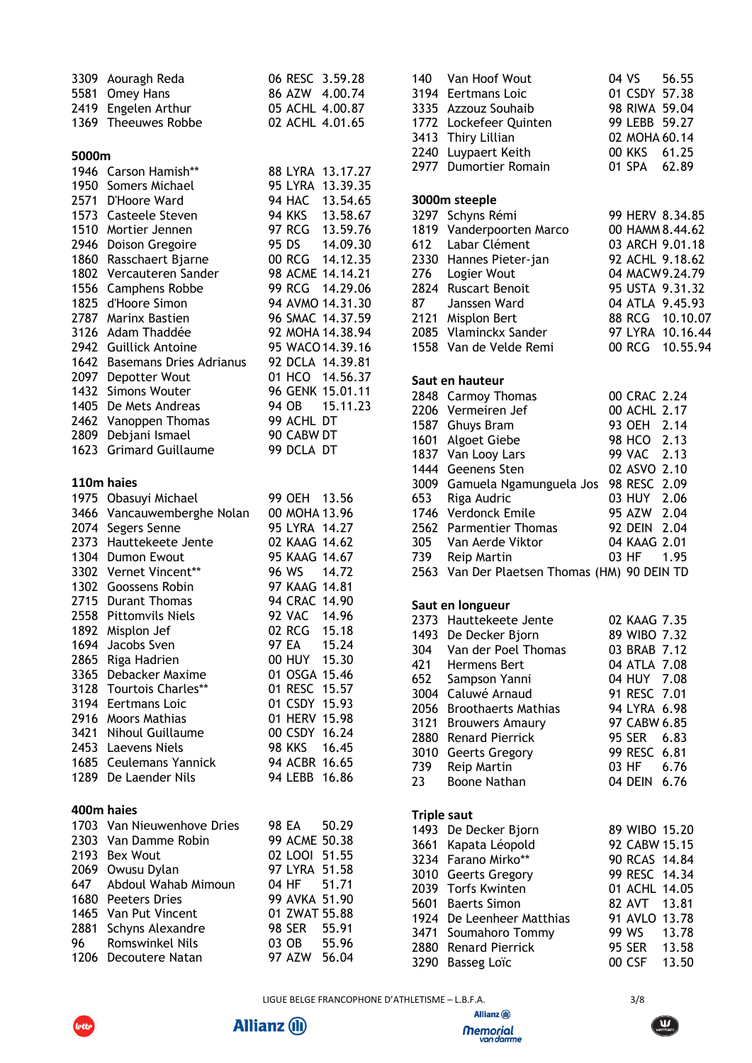| | | | | |
|---|---|---|---|---|
| 3309 | Aouragh Reda | 06 | RESC | 3.59.28 |
| 5581 | Omey Hans | 86 | AZW | 4.00.74 |
| 2419 | Engelen Arthur | 05 | ACHL | 4.00.87 |
| 1369 | Theeuwes Robbe | 02 | ACHL | 4.01.65 |

## 5000m

| | | | | |
|---|---|---|---|---|
| 1946 | Carson Hamish** | 88 | LYRA | 13.17.27 |
| 1950 | Somers Michael | 95 | LYRA | 13.39.35 |
| 2571 | D'Hoore Ward | 94 | HAC | 13.54.65 |
| 1573 | Casteele Steven | 94 | KKS | 13.58.67 |
| 1510 | Mortier Jennen | 97 | RCG | 13.59.76 |
| 2946 | Doison Gregoire | 95 | DS | 14.09.30 |
| 1860 | Rasschaert Bjarne | 00 | RCG | 14.12.35 |
| 1802 | Vercauteren Sander | 98 | ACME | 14.14.21 |
| 1556 | Camphens Robbe | 99 | RCG | 14.29.06 |
| 1825 | d'Hoore Simon | 94 | AVMO | 14.31.30 |
| 2787 | Marinx Bastien | 96 | SMAC | 14.37.59 |
| 3126 | Adam Thaddée | 92 | MOHA | 14.38.94 |
| 2942 | Guillick Antoine | 95 | WACO | 14.39.16 |
| 1642 | Basemans Dries Adrianus | 92 | DCLA | 14.39.81 |
| 2097 | Depotter Wout | 01 | HCO | 14.56.37 |
| 1432 | Simons Wouter | 96 | GENK | 15.01.11 |
| 1405 | De Mets Andreas | 94 | OB | 15.11.23 |
| 2462 | Vanoppen Thomas | 99 | ACHL | DT |
| 2809 | Debjani Ismael | 90 | CABW | DT |
| 1623 | Grimard Guillaume | 99 | DCLA | DT |

## 110m haies

| | | | | |
|---|---|---|---|---|
| 1975 | Obasuyi Michael | 99 | OEH | 13.56 |
| 3466 | Vancauwemberghe Nolan | 00 | MOHA | 13.96 |
| 2074 | Segers Senne | 95 | LYRA | 14.27 |
| 2373 | Hauttekeete Jente | 02 | KAAG | 14.62 |
| 1304 | Dumon Ewout | 95 | KAAG | 14.67 |
| 3302 | Vernet Vincent** | 96 | WS | 14.72 |
| 1302 | Goossens Robin | 97 | KAAG | 14.81 |
| 2715 | Durant Thomas | 94 | CRAC | 14.90 |
| 2558 | Pittomvils Niels | 92 | VAC | 14.96 |
| 1892 | Misplon Jef | 02 | RCG | 15.18 |
| 1694 | Jacobs Sven | 97 | EA | 15.24 |
| 2865 | Riga Hadrien | 00 | HUY | 15.30 |
| 3365 | Debacker Maxime | 01 | OSGA | 15.46 |
| 3128 | Tourtois Charles** | 01 | RESC | 15.57 |
| 3194 | Eertmans Loic | 01 | CSDY | 15.93 |
| 2916 | Moors Mathias | 01 | HERV | 15.98 |
| 3421 | Nihoul Guillaume | 00 | CSDY | 16.24 |
| 2453 | Laevens Niels | 98 | KKS | 16.45 |
| 1685 | Ceulemans Yannick | 94 | ACBR | 16.65 |
| 1289 | De Laender Nils | 94 | LEBB | 16.86 |

## 400m haies

| | | | | |
|---|---|---|---|---|
| 1703 | Van Nieuwenhove Dries | 98 | EA | 50.29 |
| 2303 | Van Damme Robin | 99 | ACME | 50.38 |
| 2193 | Bex Wout | 02 | LOOI | 51.55 |
| 2069 | Owusu Dylan | 97 | LYRA | 51.58 |
| 647 | Abdoul Wahab Mimoun | 04 | HF | 51.71 |
| 1680 | Peeters Dries | 99 | AVKA | 51.90 |
| 1465 | Van Put Vincent | 01 | ZWAT | 55.88 |
| 2881 | Schyns Alexandre | 98 | SER | 55.91 |
| 96 | Romswinkel Nils | 03 | OB | 55.96 |
| 1206 | Decoutere Natan | 97 | AZW | 56.04 |
| 140 | Van Hoof Wout | 04 | VS | 56.55 |
| 3194 | Eertmans Loic | 01 | CSDY | 57.38 |
| 3335 | Azzouz Souhaib | 98 | RIWA | 59.04 |
| 1772 | Lockefeer Quinten | 99 | LEBB | 59.27 |
| 3413 | Thiry Lillian | 02 | MOHA | 60.14 |
| 2240 | Luypaert Keith | 00 | KKS | 61.25 |
| 2977 | Dumortier Romain | 01 | SPA | 62.89 |

## 3000m steeple

| | | | | |
|---|---|---|---|---|
| 3297 | Schyns Rémi | 99 | HERV | 8.34.85 |
| 1819 | Vanderpoorten Marco | 00 | HAMM | 8.44.62 |
| 612 | Labar Clément | 03 | ARCH | 9.01.18 |
| 2330 | Hannes Pieter-jan | 92 | ACHL | 9.18.62 |
| 276 | Logier Wout | 04 | MACW | 9.24.79 |
| 2824 | Ruscart Benoit | 95 | USTA | 9.31.32 |
| 87 | Janssen Ward | 04 | ATLA | 9.45.93 |
| 2121 | Misplon Bert | 88 | RCG | 10.10.07 |
| 2085 | Vlaminckx Sander | 97 | LYRA | 10.16.44 |
| 1558 | Van de Velde Remi | 00 | RCG | 10.55.94 |

## Saut en hauteur

| | | | | |
|---|---|---|---|---|
| 2848 | Carmoy Thomas | 00 | CRAC | 2.24 |
| 2206 | Vermeiren Jef | 00 | ACHL | 2.17 |
| 1587 | Ghuys Bram | 93 | OEH | 2.14 |
| 1601 | Algoet Giebe | 98 | HCO | 2.13 |
| 1837 | Van Looy Lars | 99 | VAC | 2.13 |
| 1444 | Geenens Sten | 02 | ASVO | 2.10 |
| 3009 | Gamuela Ngamunguela Jos | 98 | RESC | 2.09 |
| 653 | Riga Audric | 03 | HUY | 2.06 |
| 1746 | Verdonck Emile | 95 | AZW | 2.04 |
| 2562 | Parmentier Thomas | 92 | DEIN | 2.04 |
| 305 | Van Aerde Viktor | 04 | KAAG | 2.01 |
| 739 | Reip Martin | 03 | HF | 1.95 |
| 2563 | Van Der Plaetsen Thomas (HM) | 90 | DEIN | TD |

## Saut en longueur

| | | | | |
|---|---|---|---|---|
| 2373 | Hauttekeete Jente | 02 | KAAG | 7.35 |
| 1493 | De Decker Bjorn | 89 | WIBO | 7.32 |
| 304 | Van der Poel Thomas | 03 | BRAB | 7.12 |
| 421 | Hermens Bert | 04 | ATLA | 7.08 |
| 652 | Sampson Yanni | 04 | HUY | 7.08 |
| 3004 | Caluwé Arnaud | 91 | RESC | 7.01 |
| 2056 | Broothaerts Mathias | 94 | LYRA | 6.98 |
| 3121 | Brouwers Amaury | 97 | CABW | 6.85 |
| 2880 | Renard Pierrick | 95 | SER | 6.83 |
| 3010 | Geerts Gregory | 99 | RESC | 6.81 |
| 739 | Reip Martin | 03 | HF | 6.76 |
| 23 | Boone Nathan | 04 | DEIN | 6.76 |

## Triple saut

| | | | | |
|---|---|---|---|---|
| 1493 | De Decker Bjorn | 89 | WIBO | 15.20 |
| 3661 | Kapata Léopold | 92 | CABW | 15.15 |
| 3234 | Farano Mirko** | 90 | RCAS | 14.84 |
| 3010 | Geerts Gregory | 99 | RESC | 14.34 |
| 2039 | Torfs Kwinten | 01 | ACHL | 14.05 |
| 5601 | Baerts Simon | 82 | AVT | 13.81 |
| 1924 | De Leenheer Matthias | 91 | AVLO | 13.78 |
| 3471 | Soumahoro Tommy | 99 | WS | 13.78 |
| 2880 | Renard Pierrick | 95 | SER | 13.58 |
| 3290 | Basseg Loïc | 00 | CSF | 13.50 |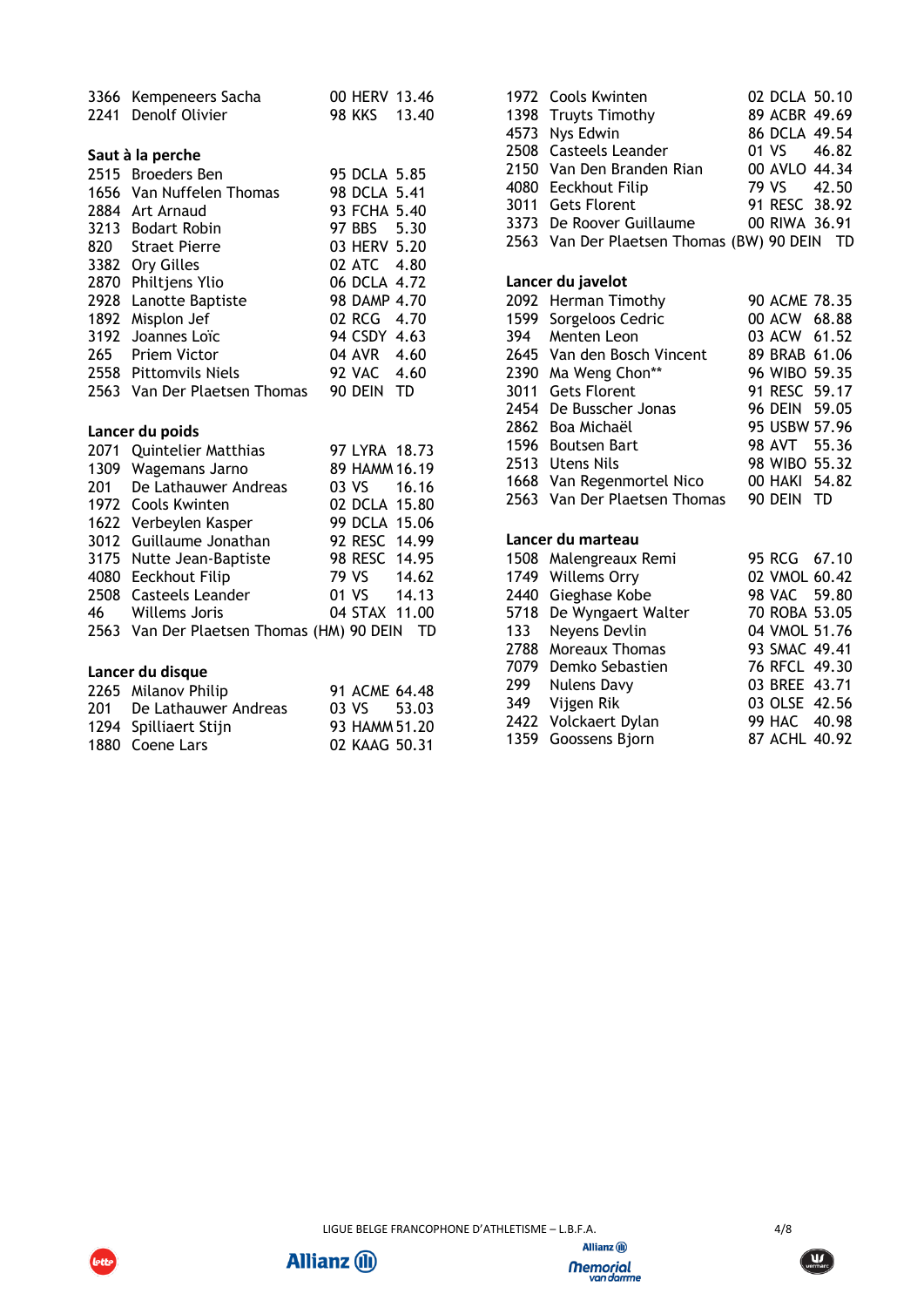| | | | | |
|---|---|---|---|---|
| 3366 | Kempeneers Sacha | 00 | HERV | 13.46 |
| 2241 | Denolf Olivier | 98 | KKS | 13.40 |

**Saut à la perche**

| | | | | |
|---|---|---|---|---|
| 2515 | Broeders Ben | 95 | DCLA | 5.85 |
| 1656 | Van Nuffelen Thomas | 98 | DCLA | 5.41 |
| 2884 | Art Arnaud | 93 | FCHA | 5.40 |
| 3213 | Bodart Robin | 97 | BBS | 5.30 |
| 820 | Straet Pierre | 03 | HERV | 5.20 |
| 3382 | Ory Gilles | 02 | ATC | 4.80 |
| 2870 | Philtjens Ylio | 06 | DCLA | 4.72 |
| 2928 | Lanotte Baptiste | 98 | DAMP | 4.70 |
| 1892 | Misplon Jef | 02 | RCG | 4.70 |
| 3192 | Joannes Loïc | 94 | CSDY | 4.63 |
| 265 | Priem Victor | 04 | AVR | 4.60 |
| 2558 | Pittomvils Niels | 92 | VAC | 4.60 |
| 2563 | Van Der Plaetsen Thomas | 90 | DEIN | TD |

**Lancer du poids**

| | | | | |
|---|---|---|---|---|
| 2071 | Quintelier Matthias | 97 | LYRA | 18.73 |
| 1309 | Wagemans Jarno | 89 | HAMM | 16.19 |
| 201 | De Lathauwer Andreas | 03 | VS | 16.16 |
| 1972 | Cools Kwinten | 02 | DCLA | 15.80 |
| 1622 | Verbeylen Kasper | 99 | DCLA | 15.06 |
| 3012 | Guillaume Jonathan | 92 | RESC | 14.99 |
| 3175 | Nutte Jean-Baptiste | 98 | RESC | 14.95 |
| 4080 | Eeckhout Filip | 79 | VS | 14.62 |
| 2508 | Casteels Leander | 01 | VS | 14.13 |
| 46 | Willems Joris | 04 | STAX | 11.00 |
| 2563 | Van Der Plaetsen Thomas (HM) | 90 | DEIN | TD |

**Lancer du disque**

| | | | | |
|---|---|---|---|---|
| 2265 | Milanov Philip | 91 | ACME | 64.48 |
| 201 | De Lathauwer Andreas | 03 | VS | 53.03 |
| 1294 | Spilliaert Stijn | 93 | HAMM | 51.20 |
| 1880 | Coene Lars | 02 | KAAG | 50.31 |
| 1972 | Cools Kwinten | 02 | DCLA | 50.10 |
| 1398 | Truyts Timothy | 89 | ACBR | 49.69 |
| 4573 | Nys Edwin | 86 | DCLA | 49.54 |
| 2508 | Casteels Leander | 01 | VS | 46.82 |
| 2150 | Van Den Branden Rian | 00 | AVLO | 44.34 |
| 4080 | Eeckhout Filip | 79 | VS | 42.50 |
| 3011 | Gets Florent | 91 | RESC | 38.92 |
| 3373 | De Roover Guillaume | 00 | RIWA | 36.91 |
| 2563 | Van Der Plaetsen Thomas (BW) | 90 | DEIN | TD |

**Lancer du javelot**

| | | | | |
|---|---|---|---|---|
| 2092 | Herman Timothy | 90 | ACME | 78.35 |
| 1599 | Sorgeloos Cedric | 00 | ACW | 68.88 |
| 394 | Menten Leon | 03 | ACW | 61.52 |
| 2645 | Van den Bosch Vincent | 89 | BRAB | 61.06 |
| 2390 | Ma Weng Chon** | 96 | WIBO | 59.35 |
| 3011 | Gets Florent | 91 | RESC | 59.17 |
| 2454 | De Busscher Jonas | 96 | DEIN | 59.05 |
| 2862 | Boa Michaël | 95 | USBW | 57.96 |
| 1596 | Boutsen Bart | 98 | AVT | 55.36 |
| 2513 | Utens Nils | 98 | WIBO | 55.32 |
| 1668 | Van Regenmortel Nico | 00 | HAKI | 54.82 |
| 2563 | Van Der Plaetsen Thomas | 90 | DEIN | TD |

**Lancer du marteau**

| | | | | |
|---|---|---|---|---|
| 1508 | Malengreaux Remi | 95 | RCG | 67.10 |
| 1749 | Willems Orry | 02 | VMOL | 60.42 |
| 2440 | Gieghase Kobe | 98 | VAC | 59.80 |
| 5718 | De Wyngaert Walter | 70 | ROBA | 53.05 |
| 133 | Neyens Devlin | 04 | VMOL | 51.76 |
| 2788 | Moreaux Thomas | 93 | SMAC | 49.41 |
| 7079 | Demko Sebastien | 76 | RFCL | 49.30 |
| 299 | Nulens Davy | 03 | BREE | 43.71 |
| 349 | Vijgen Rik | 03 | OLSE | 42.56 |
| 2422 | Volckaert Dylan | 99 | HAC | 40.98 |
| 1359 | Goossens Bjorn | 87 | ACHL | 40.92 |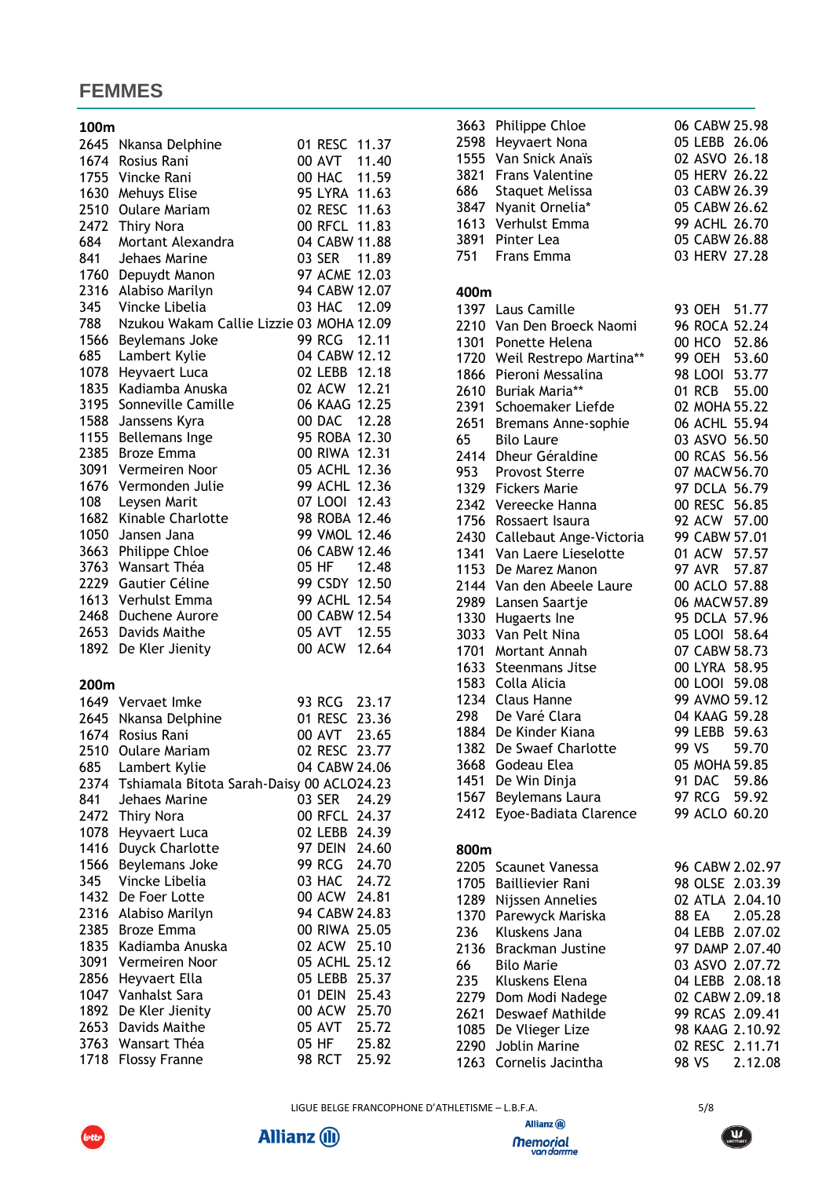## FEMMES

### 100m

| Dossard | Nom | Année | Club | Perf |
|---|---|---|---|---|
| 2645 | Nkansa Delphine | 01 | RESC | 11.37 |
| 1674 | Rosius Rani | 00 | AVT | 11.40 |
| 1755 | Vincke Rani | 00 | HAC | 11.59 |
| 1630 | Mehuys Elise | 95 | LYRA | 11.63 |
| 2510 | Oulare Mariam | 02 | RESC | 11.63 |
| 2472 | Thiry Nora | 00 | RFCL | 11.83 |
| 684 | Mortant Alexandra | 04 | CABW | 11.88 |
| 841 | Jehaes Marine | 03 | SER | 11.89 |
| 1760 | Depuydt Manon | 97 | ACME | 12.03 |
| 2316 | Alabiso Marilyn | 94 | CABW | 12.07 |
| 345 | Vincke Libelia | 03 | HAC | 12.09 |
| 788 | Nzukou Wakam Callie Lizzie | 03 | MOHA | 12.09 |
| 1566 | Beylemans Joke | 99 | RCG | 12.11 |
| 685 | Lambert Kylie | 04 | CABW | 12.12 |
| 1078 | Heyvaert Luca | 02 | LEBB | 12.18 |
| 1835 | Kadiamba Anuska | 02 | ACW | 12.21 |
| 3195 | Sonneville Camille | 06 | KAAG | 12.25 |
| 1588 | Janssens Kyra | 00 | DAC | 12.28 |
| 1155 | Bellemans Inge | 95 | ROBA | 12.30 |
| 2385 | Broze Emma | 00 | RIWA | 12.31 |
| 3091 | Vermeiren Noor | 05 | ACHL | 12.36 |
| 1676 | Vermonden Julie | 99 | ACHL | 12.36 |
| 108 | Leysen Marit | 07 | LOOI | 12.43 |
| 1682 | Kinable Charlotte | 98 | ROBA | 12.46 |
| 1050 | Jansen Jana | 99 | VMOL | 12.46 |
| 3663 | Philippe Chloe | 06 | CABW | 12.46 |
| 3763 | Wansart Théa | 05 | HF | 12.48 |
| 2229 | Gautier Céline | 99 | CSDY | 12.50 |
| 1613 | Verhulst Emma | 99 | ACHL | 12.54 |
| 2468 | Duchene Aurore | 00 | CABW | 12.54 |
| 2653 | Davids Maithe | 05 | AVT | 12.55 |
| 1892 | De Kler Jienity | 00 | ACW | 12.64 |

### 200m

| Dossard | Nom | Année | Club | Perf |
|---|---|---|---|---|
| 1649 | Vervaet Imke | 93 | RCG | 23.17 |
| 2645 | Nkansa Delphine | 01 | RESC | 23.36 |
| 1674 | Rosius Rani | 00 | AVT | 23.65 |
| 2510 | Oulare Mariam | 02 | RESC | 23.77 |
| 685 | Lambert Kylie | 04 | CABW | 24.06 |
| 2374 | Tshiamala Bitota Sarah-Daisy | 00 | ACLO | 24.23 |
| 841 | Jehaes Marine | 03 | SER | 24.29 |
| 2472 | Thiry Nora | 00 | RFCL | 24.37 |
| 1078 | Heyvaert Luca | 02 | LEBB | 24.39 |
| 1416 | Duyck Charlotte | 97 | DEIN | 24.60 |
| 1566 | Beylemans Joke | 99 | RCG | 24.70 |
| 345 | Vincke Libelia | 03 | HAC | 24.72 |
| 1432 | De Foer Lotte | 00 | ACW | 24.81 |
| 2316 | Alabiso Marilyn | 94 | CABW | 24.83 |
| 2385 | Broze Emma | 00 | RIWA | 25.05 |
| 1835 | Kadiamba Anuska | 02 | ACW | 25.10 |
| 3091 | Vermeiren Noor | 05 | ACHL | 25.12 |
| 2856 | Heyvaert Ella | 05 | LEBB | 25.37 |
| 1047 | Vanhalst Sara | 01 | DEIN | 25.43 |
| 1892 | De Kler Jienity | 00 | ACW | 25.70 |
| 2653 | Davids Maithe | 05 | AVT | 25.72 |
| 3763 | Wansart Théa | 05 | HF | 25.82 |
| 1718 | Flossy Franne | 98 | RCT | 25.92 |
| 3663 | Philippe Chloe | 06 | CABW | 25.98 |
| 2598 | Heyvaert Nona | 05 | LEBB | 26.06 |
| 1555 | Van Snick Anaïs | 02 | ASVO | 26.18 |
| 3821 | Frans Valentine | 05 | HERV | 26.22 |
| 686 | Staquet Melissa | 03 | CABW | 26.39 |
| 3847 | Nyanit Ornelia* | 05 | CABW | 26.62 |
| 1613 | Verhulst Emma | 99 | ACHL | 26.70 |
| 3891 | Pinter Lea | 05 | CABW | 26.88 |
| 751 | Frans Emma | 03 | HERV | 27.28 |

### 400m

| Dossard | Nom | Année | Club | Perf |
|---|---|---|---|---|
| 1397 | Laus Camille | 93 | OEH | 51.77 |
| 2210 | Van Den Broeck Naomi | 96 | ROCA | 52.24 |
| 1301 | Ponette Helena | 00 | HCO | 52.86 |
| 1720 | Weil Restrepo Martina** | 99 | OEH | 53.60 |
| 1866 | Pieroni Messalina | 98 | LOOI | 53.77 |
| 2610 | Buriak Maria** | 01 | RCB | 55.00 |
| 2391 | Schoemaker Liefde | 02 | MOHA | 55.22 |
| 2651 | Bremans Anne-sophie | 06 | ACHL | 55.94 |
| 65 | Bilo Laure | 03 | ASVO | 56.50 |
| 2414 | Dheur Géraldine | 00 | RCAS | 56.56 |
| 953 | Provost Sterre | 07 | MACW | 56.70 |
| 1329 | Fickers Marie | 97 | DCLA | 56.79 |
| 2342 | Vereecke Hanna | 00 | RESC | 56.85 |
| 1756 | Rossaert Isaura | 92 | ACW | 57.00 |
| 2430 | Callebaut Ange-Victoria | 99 | CABW | 57.01 |
| 1341 | Van Laere Lieselotte | 01 | ACW | 57.57 |
| 1153 | De Marez Manon | 97 | AVR | 57.87 |
| 2144 | Van den Abeele Laure | 00 | ACLO | 57.88 |
| 2989 | Lansen Saartje | 06 | MACW | 57.89 |
| 1330 | Hugaerts Ine | 95 | DCLA | 57.96 |
| 3033 | Van Pelt Nina | 05 | LOOI | 58.64 |
| 1701 | Mortant Annah | 07 | CABW | 58.73 |
| 1633 | Steenmans Jitse | 00 | LYRA | 58.95 |
| 1583 | Colla Alicia | 00 | LOOI | 59.08 |
| 1234 | Claus Hanne | 99 | AVMO | 59.12 |
| 298 | De Varé Clara | 04 | KAAG | 59.28 |
| 1884 | De Kinder Kiana | 99 | LEBB | 59.63 |
| 1382 | De Swaef Charlotte | 99 | VS | 59.70 |
| 3668 | Godeau Elea | 05 | MOHA | 59.85 |
| 1451 | De Win Dinja | 91 | DAC | 59.86 |
| 1567 | Beylemans Laura | 97 | RCG | 59.92 |
| 2412 | Eyoe-Badiata Clarence | 99 | ACLO | 60.20 |

### 800m

| Dossard | Nom | Année | Club | Perf |
|---|---|---|---|---|
| 2205 | Scaunet Vanessa | 96 | CABW | 2.02.97 |
| 1705 | Baillievier Rani | 98 | OLSE | 2.03.39 |
| 1289 | Nijssen Annelies | 02 | ATLA | 2.04.10 |
| 1370 | Parewyck Mariska | 88 | EA | 2.05.28 |
| 236 | Kluskens Jana | 04 | LEBB | 2.07.02 |
| 2136 | Brackman Justine | 97 | DAMP | 2.07.40 |
| 66 | Bilo Marie | 03 | ASVO | 2.07.72 |
| 235 | Kluskens Elena | 04 | LEBB | 2.08.18 |
| 2279 | Dom Modi Nadege | 02 | CABW | 2.09.18 |
| 2621 | Deswaef Mathilde | 99 | RCAS | 2.09.41 |
| 1085 | De Vlieger Lize | 98 | KAAG | 2.10.92 |
| 2290 | Joblin Marine | 02 | RESC | 2.11.71 |
| 1263 | Cornelis Jacintha | 98 | VS | 2.12.08 |

LIGUE BELGE FRANCOPHONE D'ATHLETISME – L.B.F.A.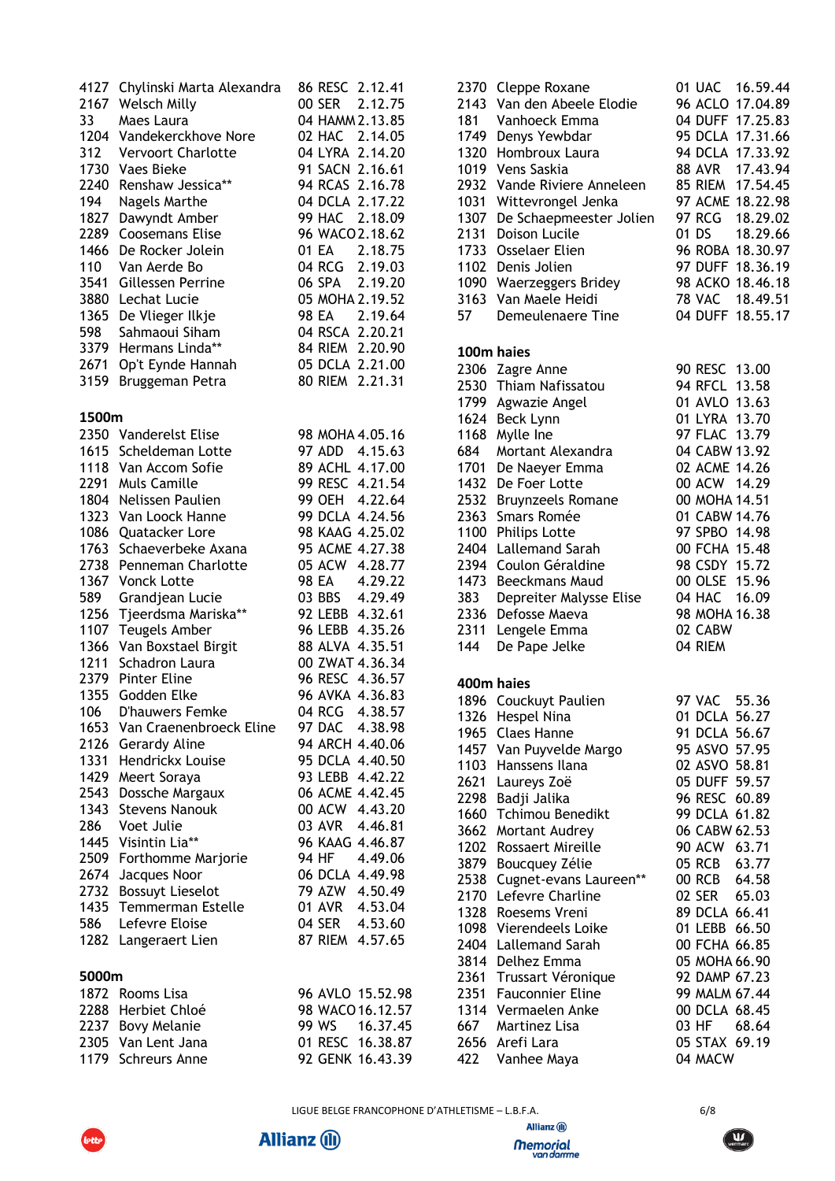| | | | | |
|---|---|---|---|---|
| 4127 | Chylinski Marta Alexandra | 86 | RESC | 2.12.41 |
| 2167 | Welsch Milly | 00 | SER | 2.12.75 |
| 33 | Maes Laura | 04 | HAMM | 2.13.85 |
| 1204 | Vandekerckhove Nore | 02 | HAC | 2.14.05 |
| 312 | Vervoort Charlotte | 04 | LYRA | 2.14.20 |
| 1730 | Vaes Bieke | 91 | SACN | 2.16.61 |
| 2240 | Renshaw Jessica** | 94 | RCAS | 2.16.78 |
| 194 | Nagels Marthe | 04 | DCLA | 2.17.22 |
| 1827 | Dawyndt Amber | 99 | HAC | 2.18.09 |
| 2289 | Coosemans Elise | 96 | WACO | 2.18.62 |
| 1466 | De Rocker Jolein | 01 | EA | 2.18.75 |
| 110 | Van Aerde Bo | 04 | RCG | 2.19.03 |
| 3541 | Gillessen Perrine | 06 | SPA | 2.19.20 |
| 3880 | Lechat Lucie | 05 | MOHA | 2.19.52 |
| 1365 | De Vlieger Ilkje | 98 | EA | 2.19.64 |
| 598 | Sahmaoui Siham | 04 | RSCA | 2.20.21 |
| 3379 | Hermans Linda** | 84 | RIEM | 2.20.90 |
| 2671 | Op't Eynde Hannah | 05 | DCLA | 2.21.00 |
| 3159 | Bruggeman Petra | 80 | RIEM | 2.21.31 |

## 1500m

| | | | | |
|---|---|---|---|---|
| 2350 | Vanderelst Elise | 98 | MOHA | 4.05.16 |
| 1615 | Scheldeman Lotte | 97 | ADD | 4.15.63 |
| 1118 | Van Accom Sofie | 89 | ACHL | 4.17.00 |
| 2291 | Muls Camille | 99 | RESC | 4.21.54 |
| 1804 | Nelissen Paulien | 99 | OEH | 4.22.64 |
| 1323 | Van Loock Hanne | 99 | DCLA | 4.24.56 |
| 1086 | Quatacker Lore | 98 | KAAG | 4.25.02 |
| 1763 | Schaeverbeke Axana | 95 | ACME | 4.27.38 |
| 2738 | Penneman Charlotte | 05 | ACW | 4.28.77 |
| 1367 | Vonck Lotte | 98 | EA | 4.29.22 |
| 589 | Grandjean Lucie | 03 | BBS | 4.29.49 |
| 1256 | Tjeerdsma Mariska** | 92 | LEBB | 4.32.61 |
| 1107 | Teugels Amber | 96 | LEBB | 4.35.26 |
| 1366 | Van Boxstael Birgit | 88 | ALVA | 4.35.51 |
| 1211 | Schadron Laura | 00 | ZWAT | 4.36.34 |
| 2379 | Pinter Eline | 96 | RESC | 4.36.57 |
| 1355 | Godden Elke | 96 | AVKA | 4.36.83 |
| 106 | D'hauwers Femke | 04 | RCG | 4.38.57 |
| 1653 | Van Craenenbroeck Eline | 97 | DAC | 4.38.98 |
| 2126 | Gerardy Aline | 94 | ARCH | 4.40.06 |
| 1331 | Hendrickx Louise | 95 | DCLA | 4.40.50 |
| 1429 | Meert Soraya | 93 | LEBB | 4.42.22 |
| 2543 | Dossche Margaux | 06 | ACME | 4.42.45 |
| 1343 | Stevens Nanouk | 00 | ACW | 4.43.20 |
| 286 | Voet Julie | 03 | AVR | 4.46.81 |
| 1445 | Visintin Lia** | 96 | KAAG | 4.46.87 |
| 2509 | Forthomme Marjorie | 94 | HF | 4.49.06 |
| 2674 | Jacques Noor | 06 | DCLA | 4.49.98 |
| 2732 | Bossuyt Lieselot | 79 | AZW | 4.50.49 |
| 1435 | Temmerman Estelle | 01 | AVR | 4.53.04 |
| 586 | Lefevre Eloise | 04 | SER | 4.53.60 |
| 1282 | Langeraert Lien | 87 | RIEM | 4.57.65 |

## 5000m

| | | | | |
|---|---|---|---|---|
| 1872 | Rooms Lisa | 96 | AVLO | 15.52.98 |
| 2288 | Herbiet Chloé | 98 | WACO | 16.12.57 |
| 2237 | Bovy Melanie | 99 | WS | 16.37.45 |
| 2305 | Van Lent Jana | 01 | RESC | 16.38.87 |
| 1179 | Schreurs Anne | 92 | GENK | 16.43.39 |
| 2370 | Cleppe Roxane | 01 | UAC | 16.59.44 |
| 2143 | Van den Abeele Elodie | 96 | ACLO | 17.04.89 |
| 181 | Vanhoeck Emma | 04 | DUFF | 17.25.83 |
| 1749 | Denys Yewbdar | 95 | DCLA | 17.31.66 |
| 1320 | Hombroux Laura | 94 | DCLA | 17.33.92 |
| 1019 | Vens Saskia | 88 | AVR | 17.43.94 |
| 2932 | Vande Riviere Anneleen | 85 | RIEM | 17.54.45 |
| 1031 | Wittevrongel Jenka | 97 | ACME | 18.22.98 |
| 1307 | De Schaepmeester Jolien | 97 | RCG | 18.29.02 |
| 2131 | Doison Lucile | 01 | DS | 18.29.66 |
| 1733 | Osselaer Elien | 96 | ROBA | 18.30.97 |
| 1102 | Denis Jolien | 97 | DUFF | 18.36.19 |
| 1090 | Waerzeggers Bridey | 98 | ACKO | 18.46.18 |
| 3163 | Van Maele Heidi | 78 | VAC | 18.49.51 |
| 57 | Demeulenaere Tine | 04 | DUFF | 18.55.17 |

## 100m haies

| | | | | |
|---|---|---|---|---|
| 2306 | Zagre Anne | 90 | RESC | 13.00 |
| 2530 | Thiam Nafissatou | 94 | RFCL | 13.58 |
| 1799 | Agwazie Angel | 01 | AVLO | 13.63 |
| 1624 | Beck Lynn | 01 | LYRA | 13.70 |
| 1168 | Mylle Ine | 97 | FLAC | 13.79 |
| 684 | Mortant Alexandra | 04 | CABW | 13.92 |
| 1701 | De Naeyer Emma | 02 | ACME | 14.26 |
| 1432 | De Foer Lotte | 00 | ACW | 14.29 |
| 2532 | Bruynzeels Romane | 00 | MOHA | 14.51 |
| 2363 | Smars Romée | 01 | CABW | 14.76 |
| 1100 | Philips Lotte | 97 | SPBO | 14.98 |
| 2404 | Lallemand Sarah | 00 | FCHA | 15.48 |
| 2394 | Coulon Géraldine | 98 | CSDY | 15.72 |
| 1473 | Beeckmans Maud | 00 | OLSE | 15.96 |
| 383 | Depreiter Malysse Elise | 04 | HAC | 16.09 |
| 2336 | Defosse Maeva | 98 | MOHA | 16.38 |
| 2311 | Lengele Emma | 02 | CABW | |
| 144 | De Pape Jelke | 04 | RIEM | |

## 400m haies

| | | | | |
|---|---|---|---|---|
| 1896 | Couckuyt Paulien | 97 | VAC | 55.36 |
| 1326 | Hespel Nina | 01 | DCLA | 56.27 |
| 1965 | Claes Hanne | 91 | DCLA | 56.67 |
| 1457 | Van Puyvelde Margo | 95 | ASVO | 57.95 |
| 1103 | Hanssens Ilana | 02 | ASVO | 58.81 |
| 2621 | Laureys Zoë | 05 | DUFF | 59.57 |
| 2298 | Badji Jalika | 96 | RESC | 60.89 |
| 1660 | Tchimou Benedikt | 99 | DCLA | 61.82 |
| 3662 | Mortant Audrey | 06 | CABW | 62.53 |
| 1202 | Rossaert Mireille | 90 | ACW | 63.71 |
| 3879 | Boucquey Zélie | 05 | RCB | 63.77 |
| 2538 | Cugnet-evans Laureen** | 00 | RCB | 64.58 |
| 2170 | Lefevre Charline | 02 | SER | 65.03 |
| 1328 | Roesems Vreni | 89 | DCLA | 66.41 |
| 1098 | Vierendeels Loike | 01 | LEBB | 66.50 |
| 2404 | Lallemand Sarah | 00 | FCHA | 66.85 |
| 3814 | Delhez Emma | 05 | MOHA | 66.90 |
| 2361 | Trussart Véronique | 92 | DAMP | 67.23 |
| 2351 | Fauconnier Eline | 99 | MALM | 67.44 |
| 1314 | Vermaelen Anke | 00 | DCLA | 68.45 |
| 667 | Martinez Lisa | 03 | HF | 68.64 |
| 2656 | Arefi Lara | 05 | STAX | 69.19 |
| 422 | Vanhee Maya | 04 | MACW | |

LIGUE BELGE FRANCOPHONE D'ATHLETISME – L.B.F.A.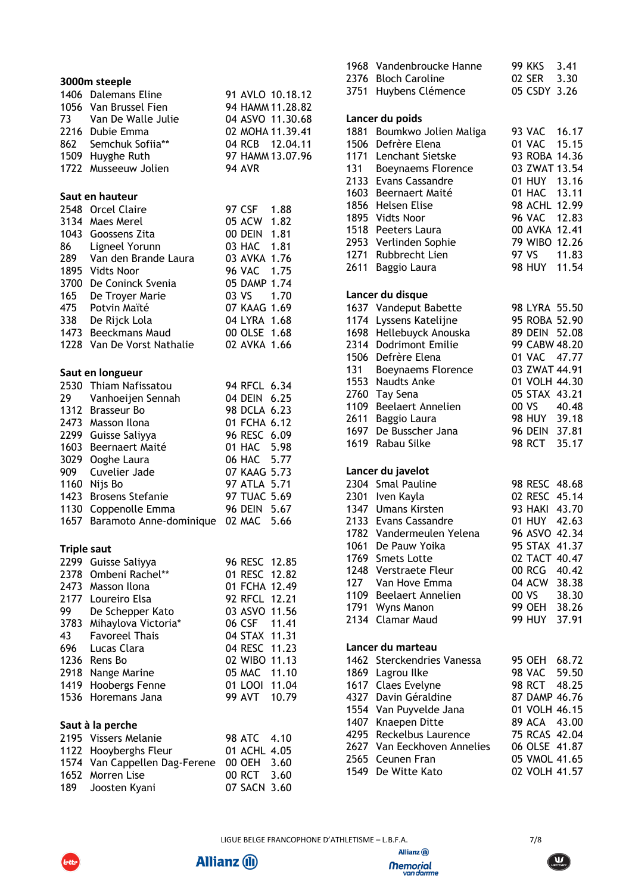## 3000m steeple

| | | | | |
|---|---|---|---|---|
| 1406 | Dalemans Eline | 91 | AVLO | 10.18.12 |
| 1056 | Van Brussel Fien | 94 | HAMM | 11.28.82 |
| 73 | Van De Walle Julie | 04 | ASVO | 11.30.68 |
| 2216 | Dubie Emma | 02 | MOHA | 11.39.41 |
| 862 | Semchuk Sofiia** | 04 | RCB | 12.04.11 |
| 1509 | Huyghe Ruth | 97 | HAMM | 13.07.96 |
| 1722 | Musseeuw Jolien | 94 | AVR | |

## Saut en hauteur

| | | | | |
|---|---|---|---|---|
| 2548 | Orcel Claire | 97 | CSF | 1.88 |
| 3134 | Maes Merel | 05 | ACW | 1.82 |
| 1043 | Goossens Zita | 00 | DEIN | 1.81 |
| 86 | Ligneel Yorunn | 03 | HAC | 1.81 |
| 289 | Van den Brande Laura | 03 | AVKA | 1.76 |
| 1895 | Vidts Noor | 96 | VAC | 1.75 |
| 3700 | De Coninck Svenia | 05 | DAMP | 1.74 |
| 165 | De Troyer Marie | 03 | VS | 1.70 |
| 475 | Potvin Maïté | 07 | KAAG | 1.69 |
| 338 | De Rijck Lola | 04 | LYRA | 1.68 |
| 1473 | Beeckmans Maud | 00 | OLSE | 1.68 |
| 1228 | Van De Vorst Nathalie | 02 | AVKA | 1.66 |

## Saut en longueur

| | | | | |
|---|---|---|---|---|
| 2530 | Thiam Nafissatou | 94 | RFCL | 6.34 |
| 29 | Vanhoeijen Sennah | 04 | DEIN | 6.25 |
| 1312 | Brasseur Bo | 98 | DCLA | 6.23 |
| 2473 | Masson Ilona | 01 | FCHA | 6.12 |
| 2299 | Guisse Saliyya | 96 | RESC | 6.09 |
| 1603 | Beernaert Maité | 01 | HAC | 5.98 |
| 3029 | Ooghe Laura | 06 | HAC | 5.77 |
| 909 | Cuvelier Jade | 07 | KAAG | 5.73 |
| 1160 | Nijs Bo | 97 | ATLA | 5.71 |
| 1423 | Brosens Stefanie | 97 | TUAC | 5.69 |
| 1130 | Coppenolle Emma | 96 | DEIN | 5.67 |
| 1657 | Baramoto Anne-dominique | 02 | MAC | 5.66 |

## Triple saut

| | | | | |
|---|---|---|---|---|
| 2299 | Guisse Saliyya | 96 | RESC | 12.85 |
| 2378 | Ombeni Rachel** | 01 | RESC | 12.82 |
| 2473 | Masson Ilona | 01 | FCHA | 12.49 |
| 2177 | Loureiro Elsa | 92 | RFCL | 12.21 |
| 99 | De Schepper Kato | 03 | ASVO | 11.56 |
| 3783 | Mihaylova Victoria* | 06 | CSF | 11.41 |
| 43 | Favoreel Thais | 04 | STAX | 11.31 |
| 696 | Lucas Clara | 04 | RESC | 11.23 |
| 1236 | Rens Bo | 02 | WIBO | 11.13 |
| 2918 | Nange Marine | 05 | MAC | 11.10 |
| 1419 | Hoobergs Fenne | 01 | LOOI | 11.04 |
| 1536 | Horemans Jana | 99 | AVT | 10.79 |

## Saut à la perche

| | | | | |
|---|---|---|---|---|
| 2195 | Vissers Melanie | 98 | ATC | 4.10 |
| 1122 | Hooyberghs Fleur | 01 | ACHL | 4.05 |
| 1574 | Van Cappellen Dag-Ferene | 00 | OEH | 3.60 |
| 1652 | Morren Lise | 00 | RCT | 3.60 |
| 189 | Joosten Kyani | 07 | SACN | 3.60 |
| 1968 | Vandenbroucke Hanne | 99 | KKS | 3.41 |
| 2376 | Bloch Caroline | 02 | SER | 3.30 |
| 3751 | Huybens Clémence | 05 | CSDY | 3.26 |

## Lancer du poids

| | | | | |
|---|---|---|---|---|
| 1881 | Boumkwo Jolien Maliga | 93 | VAC | 16.17 |
| 1506 | Defrère Elena | 01 | VAC | 15.15 |
| 1171 | Lenchant Sietske | 93 | ROBA | 14.36 |
| 131 | Boeynaems Florence | 03 | ZWAT | 13.54 |
| 2133 | Evans Cassandre | 01 | HUY | 13.16 |
| 1603 | Beernaert Maité | 01 | HAC | 13.11 |
| 1856 | Helsen Elise | 98 | ACHL | 12.99 |
| 1895 | Vidts Noor | 96 | VAC | 12.83 |
| 1518 | Peeters Laura | 00 | AVKA | 12.41 |
| 2953 | Verlinden Sophie | 79 | WIBO | 12.26 |
| 1271 | Rubbrecht Lien | 97 | VS | 11.83 |
| 2611 | Baggio Laura | 98 | HUY | 11.54 |

## Lancer du disque

| | | | | |
|---|---|---|---|---|
| 1637 | Vandeput Babette | 98 | LYRA | 55.50 |
| 1174 | Lyssens Katelijne | 95 | ROBA | 52.90 |
| 1698 | Hellebuyck Anouska | 89 | DEIN | 52.08 |
| 2314 | Dodrimont Emilie | 99 | CABW | 48.20 |
| 1506 | Defrère Elena | 01 | VAC | 47.77 |
| 131 | Boeynaems Florence | 03 | ZWAT | 44.91 |
| 1553 | Naudts Anke | 01 | VOLH | 44.30 |
| 2760 | Tay Sena | 05 | STAX | 43.21 |
| 1109 | Beelaert Annelien | 00 | VS | 40.48 |
| 2611 | Baggio Laura | 98 | HUY | 39.18 |
| 1697 | De Busscher Jana | 96 | DEIN | 37.81 |
| 1619 | Rabau Silke | 98 | RCT | 35.17 |

## Lancer du javelot

| | | | | |
|---|---|---|---|---|
| 2304 | Smal Pauline | 98 | RESC | 48.68 |
| 2301 | Iven Kayla | 02 | RESC | 45.14 |
| 1347 | Umans Kirsten | 93 | HAKI | 43.70 |
| 2133 | Evans Cassandre | 01 | HUY | 42.63 |
| 1782 | Vandermeulen Yelena | 96 | ASVO | 42.34 |
| 1061 | De Pauw Yoika | 95 | STAX | 41.37 |
| 1769 | Smets Lotte | 02 | TACT | 40.47 |
| 1248 | Verstraete Fleur | 00 | RCG | 40.42 |
| 127 | Van Hove Emma | 04 | ACW | 38.38 |
| 1109 | Beelaert Annelien | 00 | VS | 38.30 |
| 1791 | Wyns Manon | 99 | OEH | 38.26 |
| 2134 | Clamar Maud | 99 | HUY | 37.91 |

## Lancer du marteau

| | | | | |
|---|---|---|---|---|
| 1462 | Sterckendries Vanessa | 95 | OEH | 68.72 |
| 1869 | Lagrou Ilke | 98 | VAC | 59.50 |
| 1617 | Claes Evelyne | 98 | RCT | 48.25 |
| 4327 | Davin Géraldine | 87 | DAMP | 46.76 |
| 1554 | Van Puyvelde Jana | 01 | VOLH | 46.15 |
| 1407 | Knaepen Ditte | 89 | ACA | 43.00 |
| 4295 | Reckelbus Laurence | 75 | RCAS | 42.04 |
| 2627 | Van Eeckhoven Annelies | 06 | OLSE | 41.87 |
| 2565 | Ceunen Fran | 05 | VMOL | 41.65 |
| 1549 | De Witte Kato | 02 | VOLH | 41.57 |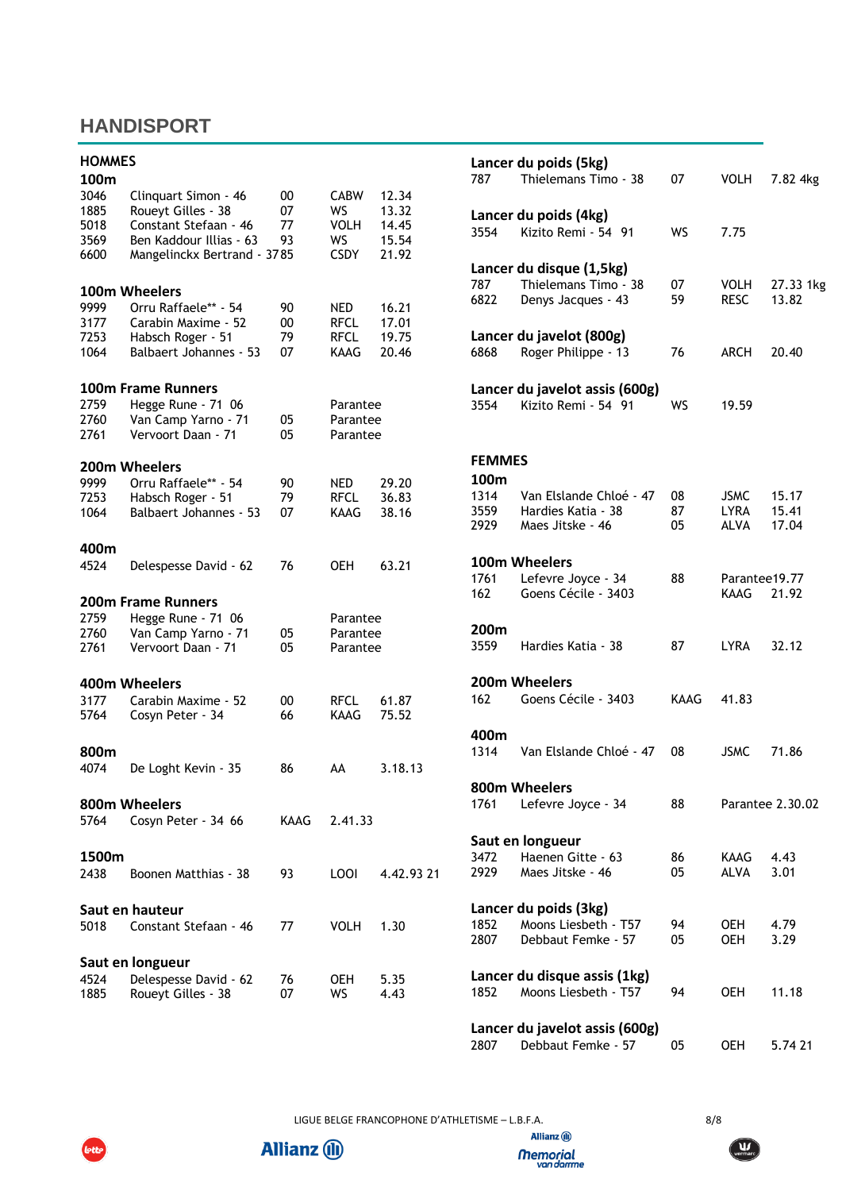# HANDISPORT

## HOMMES

### 100m

| | | | | |
|---|---|---|---|---|
| 3046 | Clinquart Simon - 46 | 00 | CABW | 12.34 |
| 1885 | Roueyt Gilles - 38 | 07 | WS | 13.32 |
| 5018 | Constant Stefaan - 46 | 77 | VOLH | 14.45 |
| 3569 | Ben Kaddour Illias - 63 | 93 | WS | 15.54 |
| 6600 | Mangelinckx Bertrand - 37 | 85 | CSDY | 21.92 |

### 100m Wheelers

| | | | | |
|---|---|---|---|---|
| 9999 | Orru Raffaele** - 54 | 90 | NED | 16.21 |
| 3177 | Carabin Maxime - 52 | 00 | RFCL | 17.01 |
| 7253 | Habsch Roger - 51 | 79 | RFCL | 19.75 |
| 1064 | Balbaert Johannes - 53 | 07 | KAAG | 20.46 |

### 100m Frame Runners

| | | | | |
|---|---|---|---|---|
| 2759 | Hegge Rune - 71 | 06 | Parantee | |
| 2760 | Van Camp Yarno - 71 | 05 | Parantee | |
| 2761 | Vervoort Daan - 71 | 05 | Parantee | |

### 200m Wheelers

| | | | | |
|---|---|---|---|---|
| 9999 | Orru Raffaele** - 54 | 90 | NED | 29.20 |
| 7253 | Habsch Roger - 51 | 79 | RFCL | 36.83 |
| 1064 | Balbaert Johannes - 53 | 07 | KAAG | 38.16 |

### 400m

| | | | | |
|---|---|---|---|---|
| 4524 | Delespesse David - 62 | 76 | OEH | 63.21 |

### 200m Frame Runners

| | | | | |
|---|---|---|---|---|
| 2759 | Hegge Rune - 71 | 06 | Parantee | |
| 2760 | Van Camp Yarno - 71 | 05 | Parantee | |
| 2761 | Vervoort Daan - 71 | 05 | Parantee | |

### 400m Wheelers

| | | | | |
|---|---|---|---|---|
| 3177 | Carabin Maxime - 52 | 00 | RFCL | 61.87 |
| 5764 | Cosyn Peter - 34 | 66 | KAAG | 75.52 |

### 800m

| | | | | |
|---|---|---|---|---|
| 4074 | De Loght Kevin - 35 | 86 | AA | 3.18.13 |

### 800m Wheelers

| | | | | |
|---|---|---|---|---|
| 5764 | Cosyn Peter - 34 | 66 | KAAG | 2.41.33 |

### 1500m

| | | | | |
|---|---|---|---|---|
| 2438 | Boonen Matthias - 38 | 93 | LOOI | 4.42.93 21 |

### Saut en hauteur

| | | | | |
|---|---|---|---|---|
| 5018 | Constant Stefaan - 46 | 77 | VOLH | 1.30 |

### Saut en longueur

| | | | | |
|---|---|---|---|---|
| 4524 | Delespesse David - 62 | 76 | OEH | 5.35 |
| 1885 | Roueyt Gilles - 38 | 07 | WS | 4.43 |

### Lancer du poids (5kg)

| | | | | |
|---|---|---|---|---|
| 787 | Thielemans Timo - 38 | 07 | VOLH | 7.82 4kg |

### Lancer du poids (4kg)

| | | | | |
|---|---|---|---|---|
| 3554 | Kizito Remi - 54 | 91 | WS | 7.75 |

### Lancer du disque (1,5kg)

| | | | | |
|---|---|---|---|---|
| 787 | Thielemans Timo - 38 | 07 | VOLH | 27.33 1kg |
| 6822 | Denys Jacques - 43 | 59 | RESC | 13.82 |

### Lancer du javelot (800g)

| | | | | |
|---|---|---|---|---|
| 6868 | Roger Philippe - 13 | 76 | ARCH | 20.40 |

### Lancer du javelot assis (600g)

| | | | | |
|---|---|---|---|---|
| 3554 | Kizito Remi - 54 | 91 | WS | 19.59 |

## FEMMES

### 100m

| | | | | |
|---|---|---|---|---|
| 1314 | Van Elslande Chloé - 47 | 08 | JSMC | 15.17 |
| 3559 | Hardies Katia - 38 | 87 | LYRA | 15.41 |
| 2929 | Maes Jitske - 46 | 05 | ALVA | 17.04 |

### 100m Wheelers

| | | | | |
|---|---|---|---|---|
| 1761 | Lefevre Joyce - 34 | 88 | Parantee | 19.77 |
| 162 | Goens Cécile - 34 | 03 | KAAG | 21.92 |

### 200m

| | | | | |
|---|---|---|---|---|
| 3559 | Hardies Katia - 38 | 87 | LYRA | 32.12 |

### 200m Wheelers

| | | | | |
|---|---|---|---|---|
| 162 | Goens Cécile - 34 | 03 | KAAG | 41.83 |

### 400m

| | | | | |
|---|---|---|---|---|
| 1314 | Van Elslande Chloé - 47 | 08 | JSMC | 71.86 |

### 800m Wheelers

| | | | | |
|---|---|---|---|---|
| 1761 | Lefevre Joyce - 34 | 88 | Parantee | 2.30.02 |

### Saut en longueur

| | | | | |
|---|---|---|---|---|
| 3472 | Haenen Gitte - 63 | 86 | KAAG | 4.43 |
| 2929 | Maes Jitske - 46 | 05 | ALVA | 3.01 |

### Lancer du poids (3kg)

| | | | | |
|---|---|---|---|---|
| 1852 | Moons Liesbeth - T57 | 94 | OEH | 4.79 |
| 2807 | Debbaut Femke - 57 | 05 | OEH | 3.29 |

### Lancer du disque assis (1kg)

| | | | | |
|---|---|---|---|---|
| 1852 | Moons Liesbeth - T57 | 94 | OEH | 11.18 |

### Lancer du javelot assis (600g)

| | | | | |
|---|---|---|---|---|
| 2807 | Debbaut Femke - 57 | 05 | OEH | 5.74 21 |

LIGUE BELGE FRANCOPHONE D'ATHLETISME – L.B.F.A.